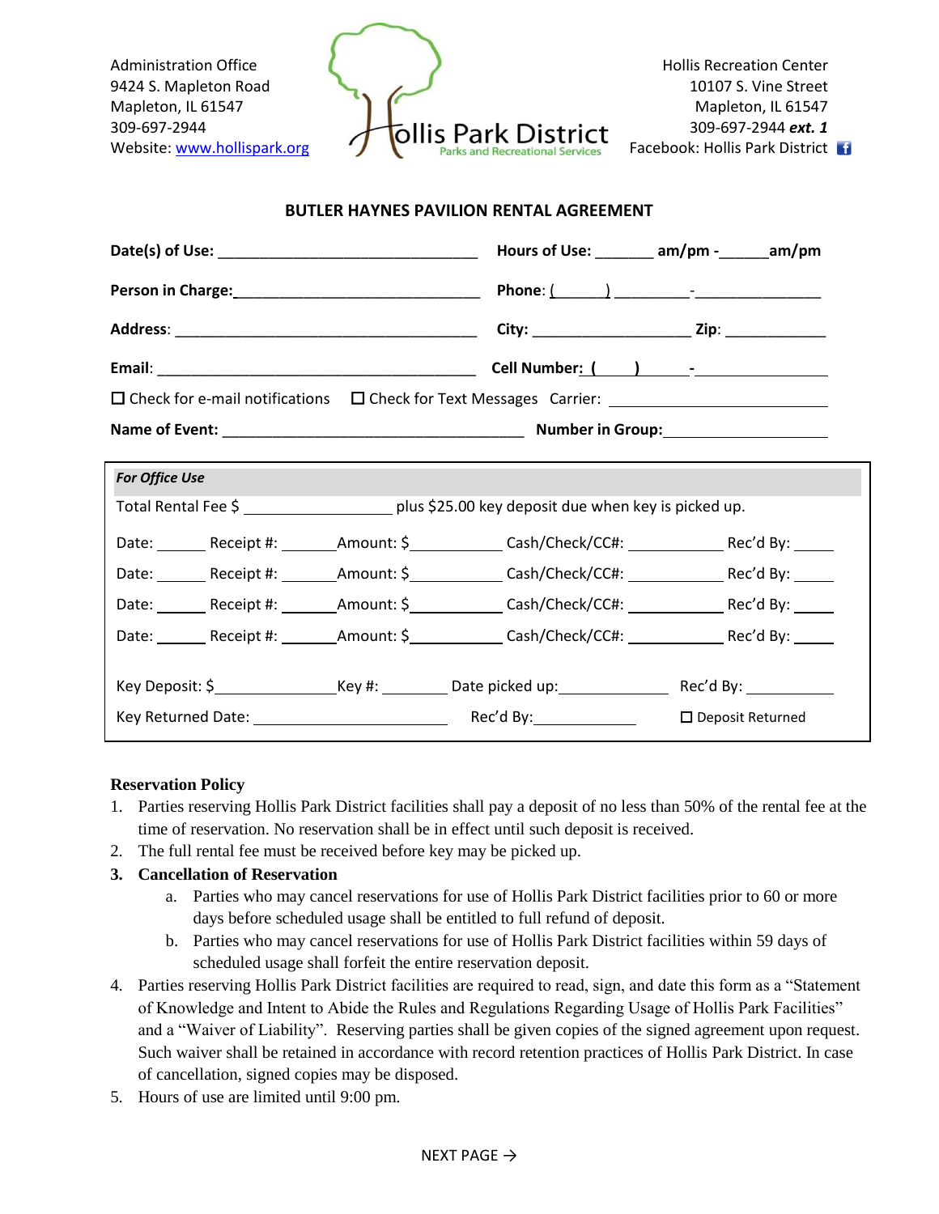Administration Office
9424 S. Mapleton Road
Mapleton, IL 61547
309-697-2944
Website: www.hollispark.org

**Hollis Park District**
Parks and Recreational Services

Hollis Recreation Center
10107 S. Vine Street
Mapleton, IL 61547
309-697-2944 ***ext. 1***
Facebook: Hollis Park District

## BUTLER HAYNES PAVILION RENTAL AGREEMENT

**Date(s) of Use:** ______________________________ **Hours of Use:** _______ **am/pm** - ______ **am/pm**

**Person in Charge:** ______________________________ **Phone**: (______) _________-_______________

**Address**: ____________________________________ **City:** ___________________ **Zip**: ____________

**Email**: ______________________________________ **Cell Number:** ( ____ ) ______-________________

☐ Check for e-mail notifications ☐ Check for Text Messages Carrier: __________________________

**Name of Event:** ___________________________________ **Number in Group:** ____________________

***For Office Use***

Total Rental Fee $ _________________ plus $25.00 key deposit due when key is picked up.

Date: ______ Receipt #: _______ Amount: $___________ Cash/Check/CC#: ____________ Rec'd By: _____

Date: ______ Receipt #: _______ Amount: $___________ Cash/Check/CC#: ____________ Rec'd By: _____

Date: ______ Receipt #: _______ Amount: $___________ Cash/Check/CC#: ____________ Rec'd By: _____

Date: ______ Receipt #: _______ Amount: $___________ Cash/Check/CC#: ____________ Rec'd By: _____

Key Deposit: $______________ Key #: ________ Date picked up: _____________ Rec'd By: ___________

Key Returned Date: _______________________ Rec'd By: _____________ ☐ Deposit Returned

**Reservation Policy**

1. Parties reserving Hollis Park District facilities shall pay a deposit of no less than 50% of the rental fee at the time of reservation. No reservation shall be in effect until such deposit is received.
2. The full rental fee must be received before key may be picked up.
3. **Cancellation of Reservation**
   a. Parties who may cancel reservations for use of Hollis Park District facilities prior to 60 or more days before scheduled usage shall be entitled to full refund of deposit.
   b. Parties who may cancel reservations for use of Hollis Park District facilities within 59 days of scheduled usage shall forfeit the entire reservation deposit.
4. Parties reserving Hollis Park District facilities are required to read, sign, and date this form as a "Statement of Knowledge and Intent to Abide the Rules and Regulations Regarding Usage of Hollis Park Facilities" and a "Waiver of Liability". Reserving parties shall be given copies of the signed agreement upon request. Such waiver shall be retained in accordance with record retention practices of Hollis Park District. In case of cancellation, signed copies may be disposed.
5. Hours of use are limited until 9:00 pm.

NEXT PAGE →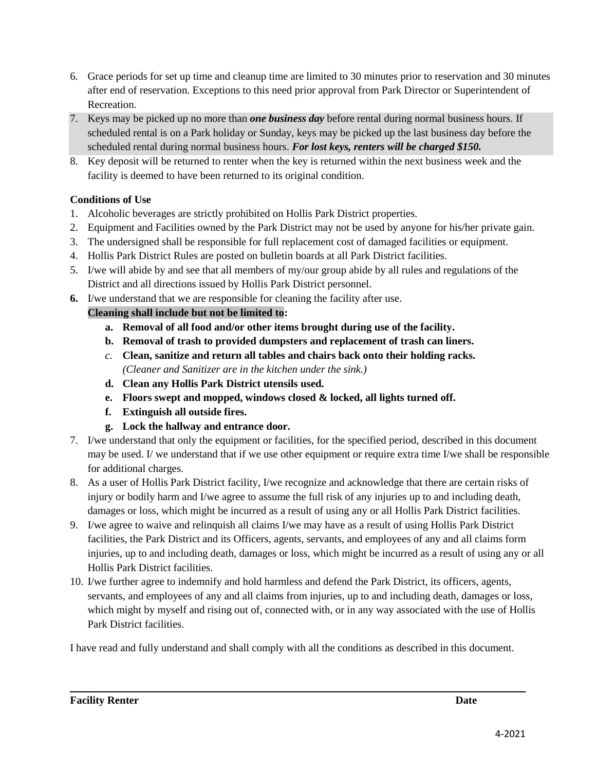6. Grace periods for set up time and cleanup time are limited to 30 minutes prior to reservation and 30 minutes after end of reservation. Exceptions to this need prior approval from Park Director or Superintendent of Recreation.
7. Keys may be picked up no more than ***one business day*** before rental during normal business hours. If scheduled rental is on a Park holiday or Sunday, keys may be picked up the last business day before the scheduled rental during normal business hours. ***For lost keys, renters will be charged $150.***
8. Key deposit will be returned to renter when the key is returned within the next business week and the facility is deemed to have been returned to its original condition.

**Conditions of Use**

1. Alcoholic beverages are strictly prohibited on Hollis Park District properties.
2. Equipment and Facilities owned by the Park District may not be used by anyone for his/her private gain.
3. The undersigned shall be responsible for full replacement cost of damaged facilities or equipment.
4. Hollis Park District Rules are posted on bulletin boards at all Park District facilities.
5. I/we will abide by and see that all members of my/our group abide by all rules and regulations of the District and all directions issued by Hollis Park District personnel.
6. I/we understand that we are responsible for cleaning the facility after use.

   **Cleaning shall include but not be limited to:**

   a. **Removal of all food and/or other items brought during use of the facility.**
   b. **Removal of trash to provided dumpsters and replacement of trash can liners.**
   c. **Clean, sanitize and return all tables and chairs back onto their holding racks.** *(Cleaner and Sanitizer are in the kitchen under the sink.)*
   d. **Clean any Hollis Park District utensils used.**
   e. **Floors swept and mopped, windows closed & locked, all lights turned off.**
   f. **Extinguish all outside fires.**
   g. **Lock the hallway and entrance door.**
7. I/we understand that only the equipment or facilities, for the specified period, described in this document may be used. I/ we understand that if we use other equipment or require extra time I/we shall be responsible for additional charges.
8. As a user of Hollis Park District facility, I/we recognize and acknowledge that there are certain risks of injury or bodily harm and I/we agree to assume the full risk of any injuries up to and including death, damages or loss, which might be incurred as a result of using any or all Hollis Park District facilities.
9. I/we agree to waive and relinquish all claims I/we may have as a result of using Hollis Park District facilities, the Park District and its Officers, agents, servants, and employees of any and all claims form injuries, up to and including death, damages or loss, which might be incurred as a result of using any or all Hollis Park District facilities.
10. I/we further agree to indemnify and hold harmless and defend the Park District, its officers, agents, servants, and employees of any and all claims from injuries, up to and including death, damages or loss, which might by myself and rising out of, connected with, or in any way associated with the use of Hollis Park District facilities.

I have read and fully understand and shall comply with all the conditions as described in this document.

**Facility Renter** **Date**

4-2021